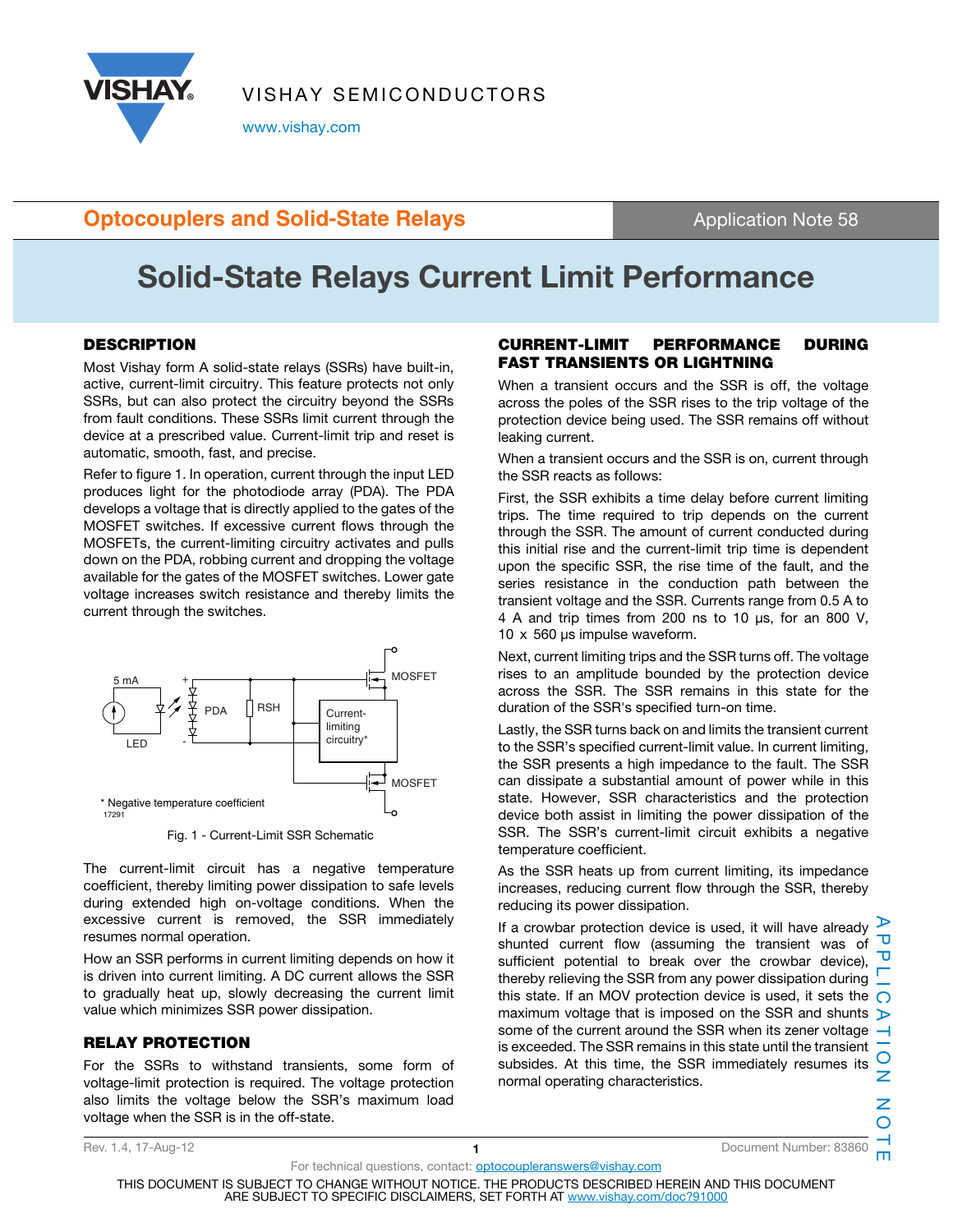# Solid-State Relays Current Limit Performance

## DESCRIPTION

Most Vishay form A solid-state relays (SSRs) have built-in, active, current-limit circuitry. This feature protects not only SSRs, but can also protect the circuitry beyond the SSRs from fault conditions. These SSRs limit current through the device at a prescribed value. Current-limit trip and reset is automatic, smooth, fast, and precise.

Refer to figure 1. In operation, current through the input LED produces light for the photodiode array (PDA). The PDA develops a voltage that is directly applied to the gates of the MOSFET switches. If excessive current flows through the MOSFETs, the current-limiting circuitry activates and pulls down on the PDA, robbing current and dropping the voltage available for the gates of the MOSFET switches. Lower gate voltage increases switch resistance and thereby limits the current through the switches.

Fig. 1 - Current-Limit SSR Schematic

The current-limit circuit has a negative temperature coefficient, thereby limiting power dissipation to safe levels during extended high on-voltage conditions. When the excessive current is removed, the SSR immediately resumes normal operation.

How an SSR performs in current limiting depends on how it is driven into current limiting. A DC current allows the SSR to gradually heat up, slowly decreasing the current limit value which minimizes SSR power dissipation.

## RELAY PROTECTION

For the SSRs to withstand transients, some form of voltage-limit protection is required. The voltage protection also limits the voltage below the SSR's maximum load voltage when the SSR is in the off-state.

## CURRENT-LIMIT PERFORMANCE DURING FAST TRANSIENTS OR LIGHTNING

When a transient occurs and the SSR is off, the voltage across the poles of the SSR rises to the trip voltage of the protection device being used. The SSR remains off without leaking current.

When a transient occurs and the SSR is on, current through the SSR reacts as follows:

First, the SSR exhibits a time delay before current limiting trips. The time required to trip depends on the current through the SSR. The amount of current conducted during this initial rise and the current-limit trip time is dependent upon the specific SSR, the rise time of the fault, and the series resistance in the conduction path between the transient voltage and the SSR. Currents range from 0.5 A to 4 A and trip times from 200 ns to 10 µs, for an 800 V, 10 x 560 µs impulse waveform.

Next, current limiting trips and the SSR turns off. The voltage rises to an amplitude bounded by the protection device across the SSR. The SSR remains in this state for the duration of the SSR's specified turn-on time.

Lastly, the SSR turns back on and limits the transient current to the SSR's specified current-limit value. In current limiting, the SSR presents a high impedance to the fault. The SSR can dissipate a substantial amount of power while in this state. However, SSR characteristics and the protection device both assist in limiting the power dissipation of the SSR. The SSR's current-limit circuit exhibits a negative temperature coefficient.

As the SSR heats up from current limiting, its impedance increases, reducing current flow through the SSR, thereby reducing its power dissipation.

If a crowbar protection device is used, it will have already shunted current flow (assuming the transient was of sufficient potential to break over the crowbar device), thereby relieving the SSR from any power dissipation during this state. If an MOV protection device is used, it sets the maximum voltage that is imposed on the SSR and shunts some of the current around the SSR when its zener voltage is exceeded. The SSR remains in this state until the transient subsides. At this time, the SSR immediately resumes its normal operating characteristics.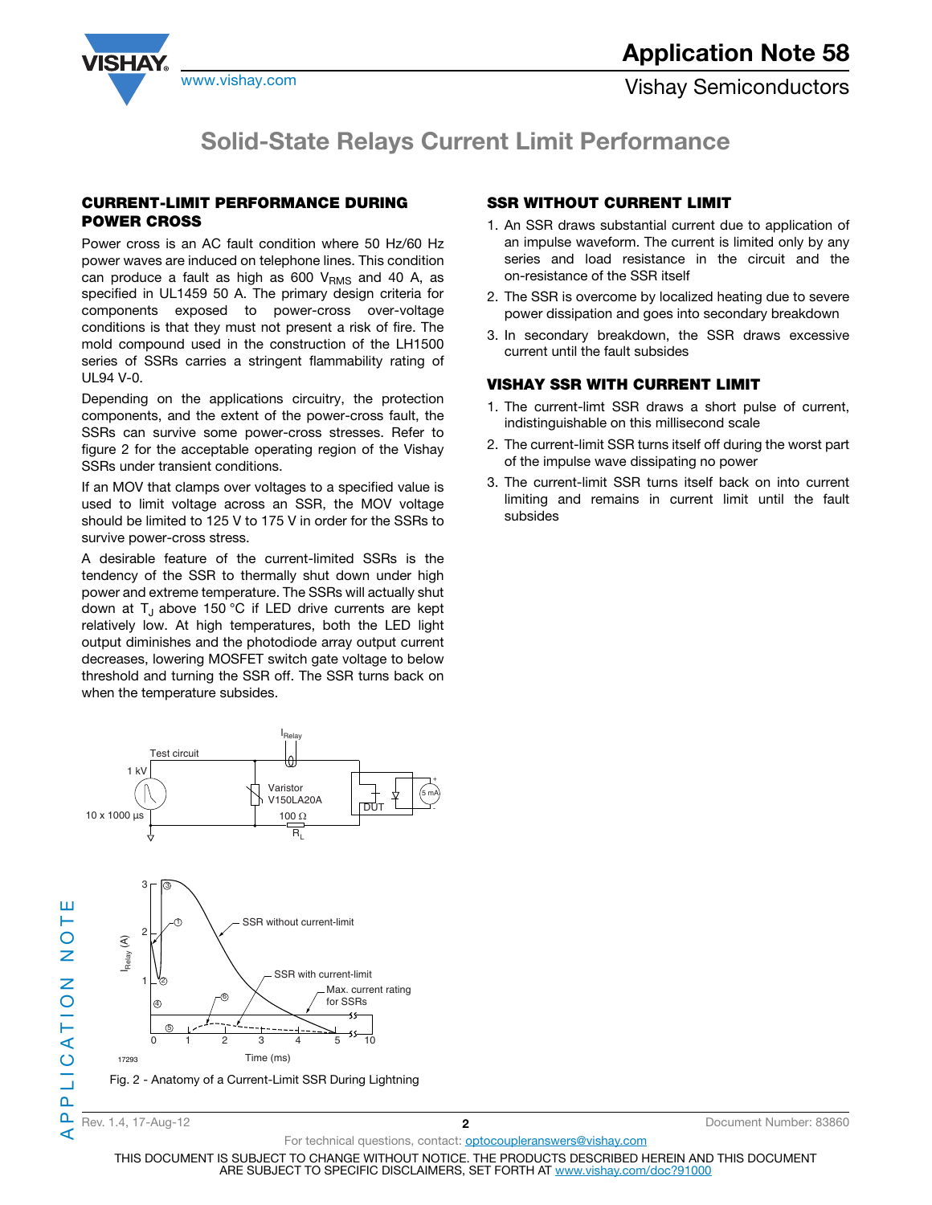# Solid-State Relays Current Limit Performance

## CURRENT-LIMIT PERFORMANCE DURING POWER CROSS

Power cross is an AC fault condition where 50 Hz/60 Hz power waves are induced on telephone lines. This condition can produce a fault as high as 600 $V_{RMS}$ and 40 A, as specified in UL1459 50 A. The primary design criteria for components exposed to power-cross over-voltage conditions is that they must not present a risk of fire. The mold compound used in the construction of the LH1500 series of SSRs carries a stringent flammability rating of UL94 V-0.

Depending on the applications circuitry, the protection components, and the extent of the power-cross fault, the SSRs can survive some power-cross stresses. Refer to figure 2 for the acceptable operating region of the Vishay SSRs under transient conditions.

If an MOV that clamps over voltages to a specified value is used to limit voltage across an SSR, the MOV voltage should be limited to 125 V to 175 V in order for the SSRs to survive power-cross stress.

A desirable feature of the current-limited SSRs is the tendency of the SSR to thermally shut down under high power and extreme temperature. The SSRs will actually shut down at $T_J$ above 150 °C if LED drive currents are kept relatively low. At high temperatures, both the LED light output diminishes and the photodiode array output current decreases, lowering MOSFET switch gate voltage to below threshold and turning the SSR off. The SSR turns back on when the temperature subsides.

## SSR WITHOUT CURRENT LIMIT

1. An SSR draws substantial current due to application of an impulse waveform. The current is limited only by any series and load resistance in the circuit and the on-resistance of the SSR itself
2. The SSR is overcome by localized heating due to severe power dissipation and goes into secondary breakdown
3. In secondary breakdown, the SSR draws excessive current until the fault subsides

## VISHAY SSR WITH CURRENT LIMIT

1. The current-limt SSR draws a short pulse of current, indistinguishable on this millisecond scale
2. The current-limit SSR turns itself off during the worst part of the impulse wave dissipating no power
3. The current-limit SSR turns itself back on into current limiting and remains in current limit until the fault subsides

Test circuit

1 kV

10 x 1000 µs

$I_{Relay}$

Varistor V150LA20A

100 Ω

$R_L$

DUT

5 mA

3

2

1

$I_{Relay}$ (A)

SSR without current-limit

SSR with current-limit

Max. current rating for SSRs

0 1 2 3 4 5 10

Time (ms)

17293

Fig. 2 - Anatomy of a Current-Limit SSR During Lightning